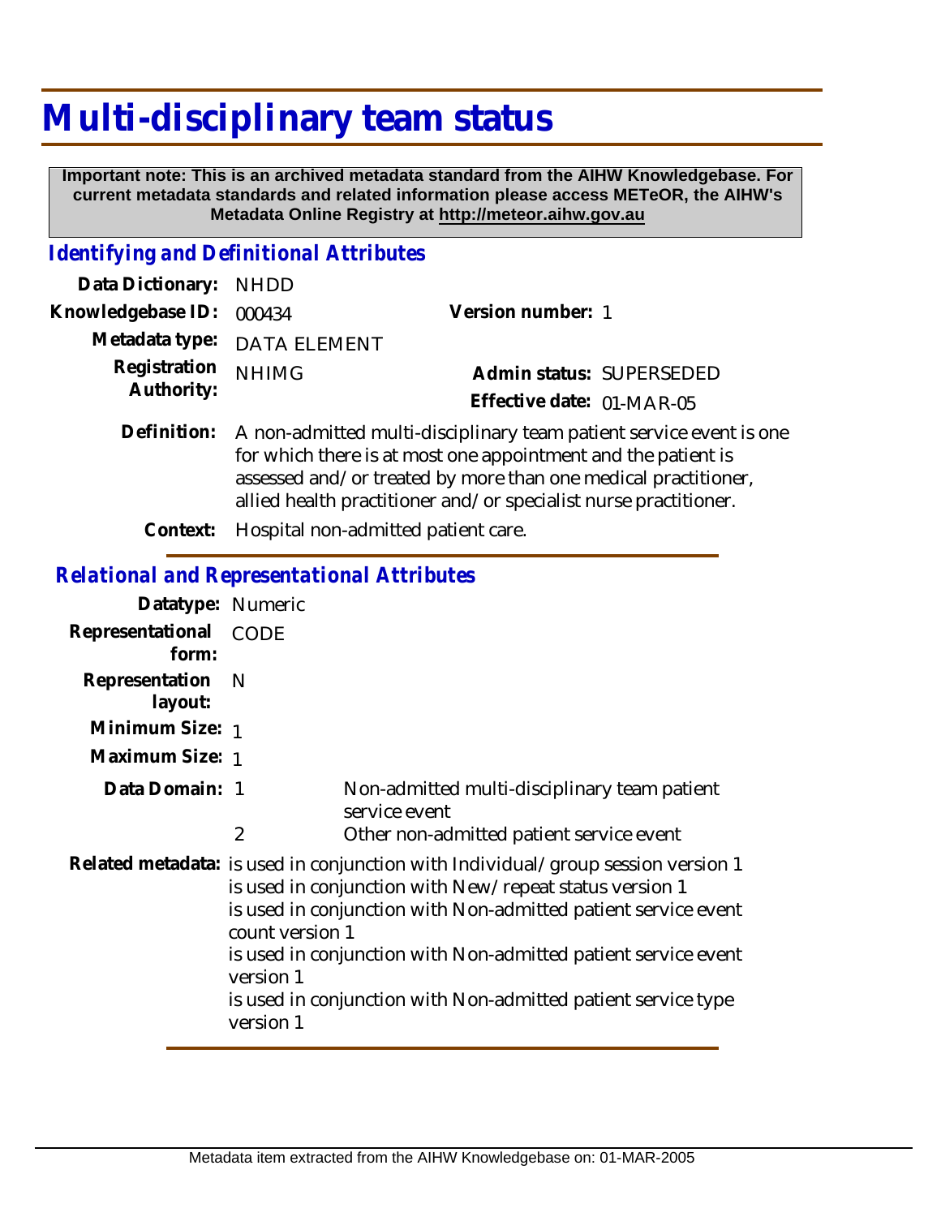# Multi-disciplinary team status

**Important note: This is an archived metadata standard from the AIHW Knowledgebase. For current metadata standards and related information please access METeOR, the AIHW's Metadata Online Registry at http://meteor.aihw.gov.au**

## *Identifying and Definitional Attributes*

**Data Dictionary:** NHDD

**Knowledgebase ID:** 000434 **Version number:** 1

**Metadata type:** DATA ELEMENT

**Registration Authority:** NHIMG **Admin status:** SUPERSEDED

**Effective date:** 01-MAR-05

**Definition:** A non-admitted multi-disciplinary team patient service event is one for which there is at most one appointment and the patient is assessed and/or treated by more than one medical practitioner, allied health practitioner and/or specialist nurse practitioner.

**Context:** Hospital non-admitted patient care.

## *Relational and Representational Attributes*

**Datatype:** Numeric

**Representational form:** CODE

**Representation layout:** N

**Minimum Size:** 1

**Maximum Size:** 1

**Data Domain:**

| Code | Description |
| --- | --- |
| 1 | Non-admitted multi-disciplinary team patient service event |
| 2 | Other non-admitted patient service event |

**Related metadata:**
is used in conjunction with Individual/group session version 1
is used in conjunction with New/repeat status version 1
is used in conjunction with Non-admitted patient service event count version 1
is used in conjunction with Non-admitted patient service event version 1
is used in conjunction with Non-admitted patient service type version 1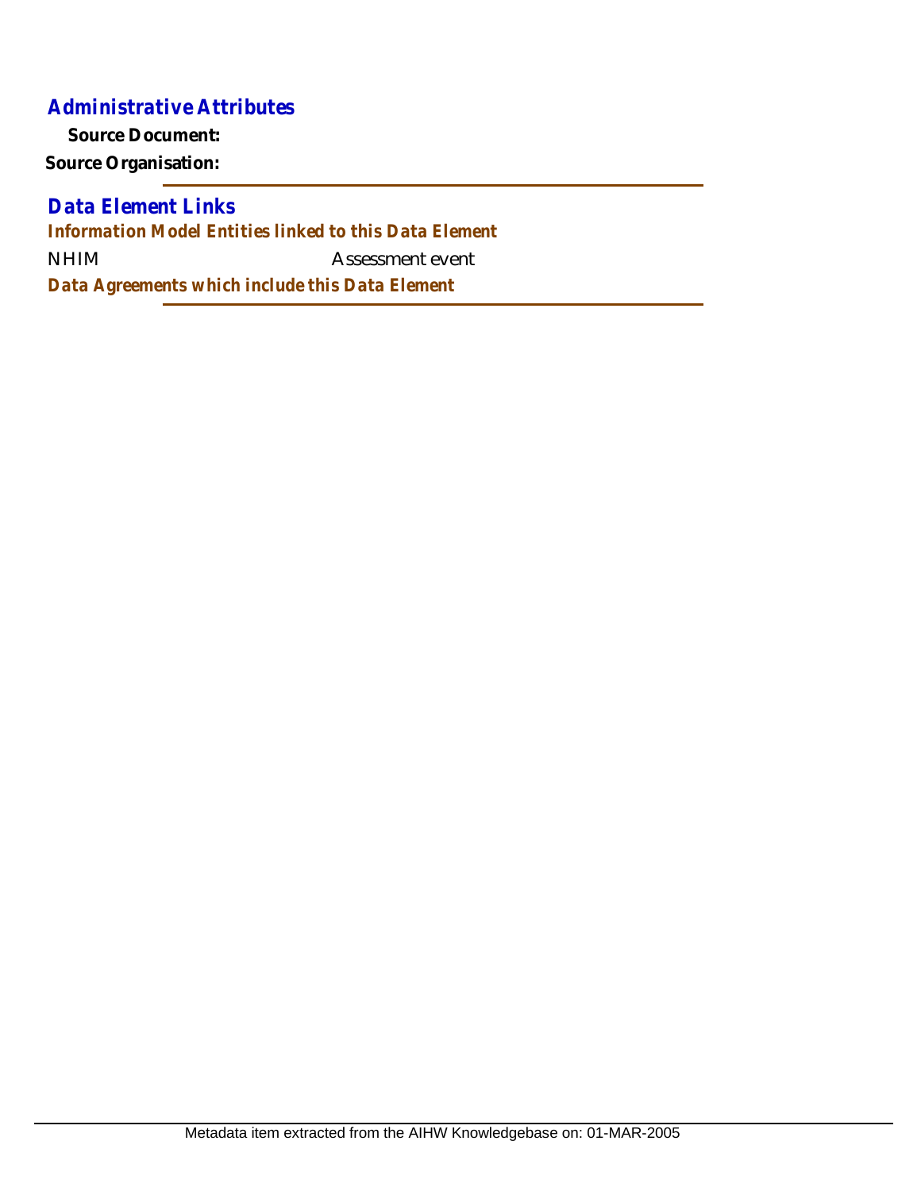## Administrative Attributes

**Source Document:**

**Source Organisation:**

## Data Element Links

***Information Model Entities linked to this Data Element***

| | |
|---|---|
| NHIM | Assessment event |

***Data Agreements which include this Data Element***